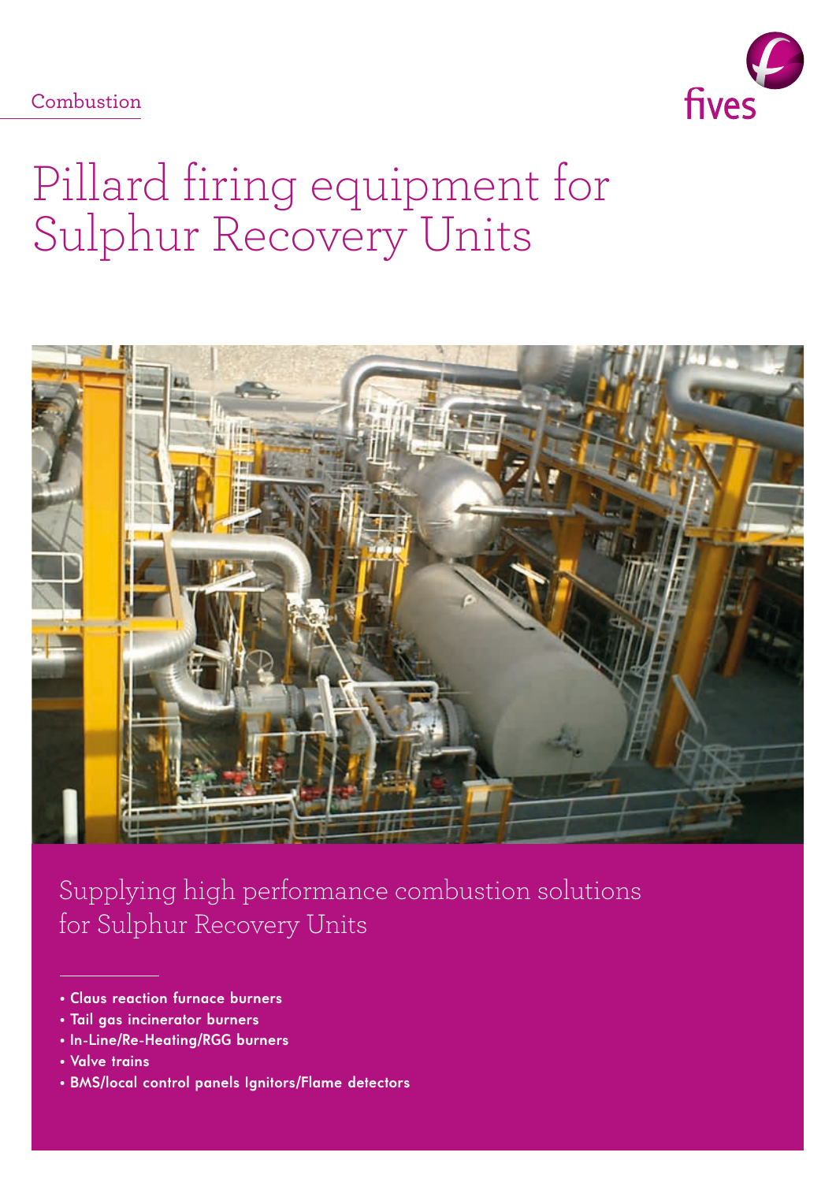Combustion

fives

# Pillard firing equipment for Sulphur Recovery Units

## Supplying high performance combustion solutions for Sulphur Recovery Units

- Claus reaction furnace burners
- Tail gas incinerator burners
- In-Line/Re-Heating/RGG burners
- Valve trains
- BMS/local control panels Ignitors/Flame detectors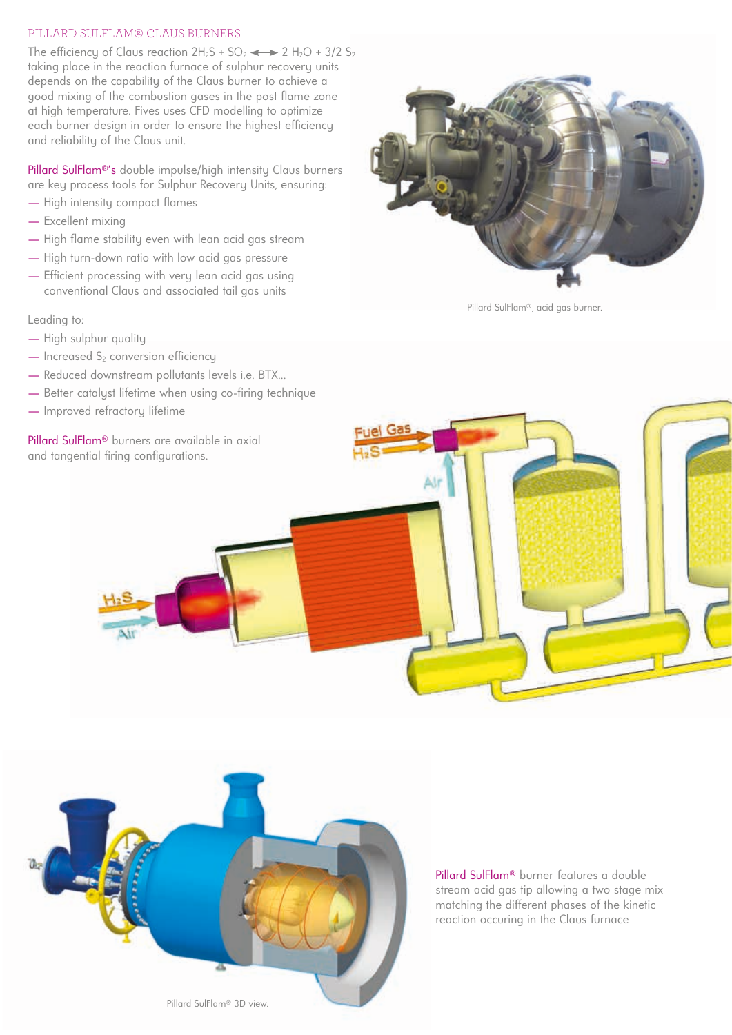## PILLARD SULFLAM® CLAUS BURNERS

The efficiency of Claus reaction $2H_2S + SO_2 \longleftrightarrow 2\ H_2O + 3/2\ S_2$ taking place in the reaction furnace of sulphur recovery units depends on the capability of the Claus burner to achieve a good mixing of the combustion gases in the post flame zone at high temperature. Fives uses CFD modelling to optimize each burner design in order to ensure the highest efficiency and reliability of the Claus unit.

Pillard SulFlam®'s double impulse/high intensity Claus burners are key process tools for Sulphur Recovery Units, ensuring:

- High intensity compact flames
- Excellent mixing
- High flame stability even with lean acid gas stream
- High turn-down ratio with low acid gas pressure
- Efficient processing with very lean acid gas using conventional Claus and associated tail gas units

Leading to:

- High sulphur quality
- Increased $S_2$ conversion efficiency
- Reduced downstream pollutants levels i.e. BTX...
- Better catalyst lifetime when using co-firing technique
- Improved refractory lifetime

Pillard SulFlam® burners are available in axial and tangential firing configurations.

Pillard SulFlam®, acid gas burner.

Fuel Gas
$H_2S$
Air
$H_2S$
Air

Pillard SulFlam® burner features a double stream acid gas tip allowing a two stage mix matching the different phases of the kinetic reaction occuring in the Claus furnace

Pillard SulFlam® 3D view.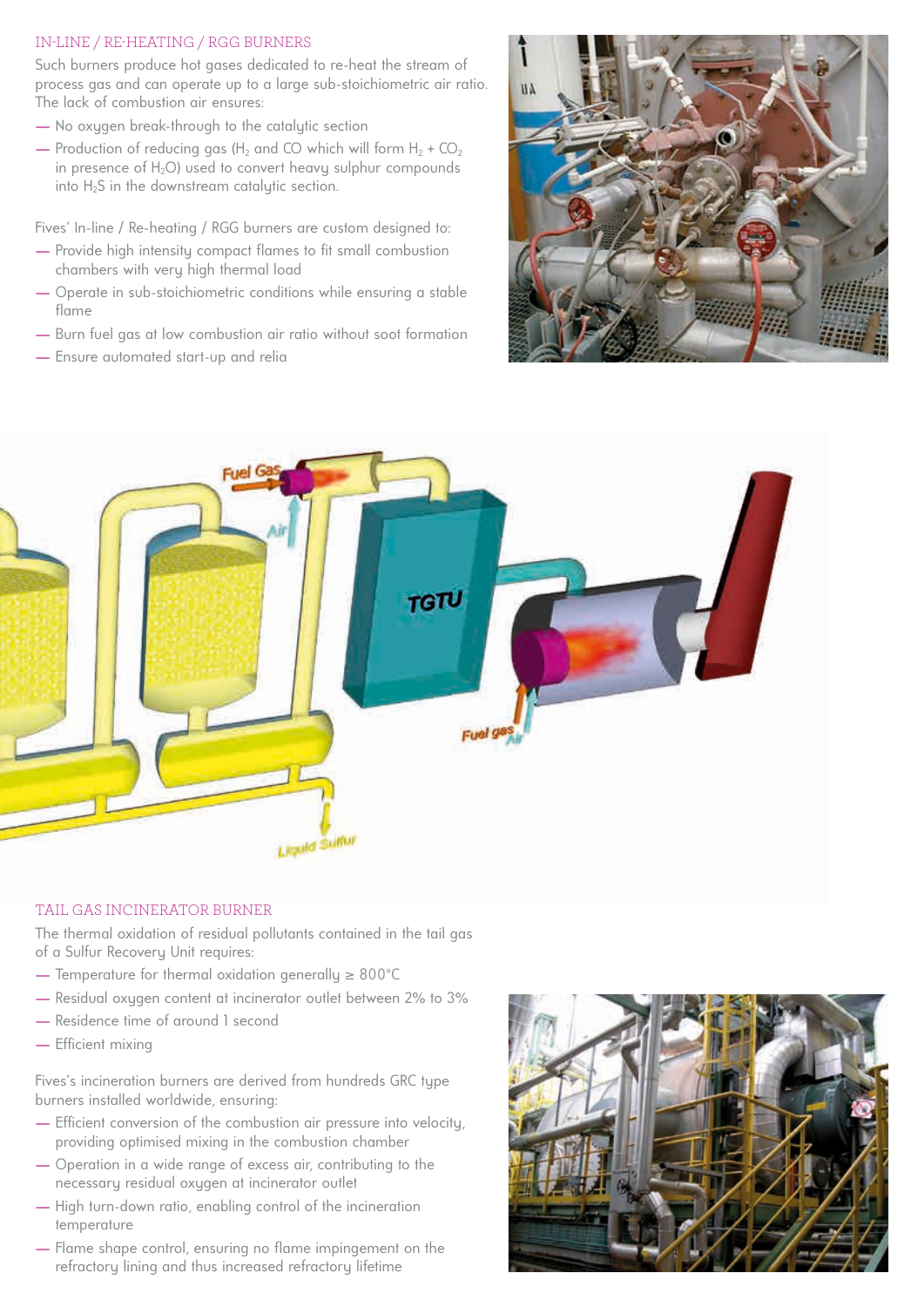## IN-LINE / RE-HEATING / RGG BURNERS

Such burners produce hot gases dedicated to re-heat the stream of process gas and can operate up to a large sub-stoichiometric air ratio. The lack of combustion air ensures:

- No oxygen break-through to the catalytic section
- Production of reducing gas ($H_2$ and CO which will form $H_2$ + $CO_2$ in presence of $H_2O$) used to convert heavy sulphur compounds into $H_2S$ in the downstream catalytic section.

Fives' In-line / Re-heating / RGG burners are custom designed to:

- Provide high intensity compact flames to fit small combustion chambers with very high thermal load
- Operate in sub-stoichiometric conditions while ensuring a stable flame
- Burn fuel gas at low combustion air ratio without soot formation
- Ensure automated start-up and relia

## TAIL GAS INCINERATOR BURNER

The thermal oxidation of residual pollutants contained in the tail gas of a Sulfur Recovery Unit requires:

- Temperature for thermal oxidation generally ≥ 800°C
- Residual oxygen content at incinerator outlet between 2% to 3%
- Residence time of around 1 second
- Efficient mixing

Fives's incineration burners are derived from hundreds GRC type burners installed worldwide, ensuring:

- Efficient conversion of the combustion air pressure into velocity, providing optimised mixing in the combustion chamber
- Operation in a wide range of excess air, contributing to the necessary residual oxygen at incinerator outlet
- High turn-down ratio, enabling control of the incineration temperature
- Flame shape control, ensuring no flame impingement on the refractory lining and thus increased refractory lifetime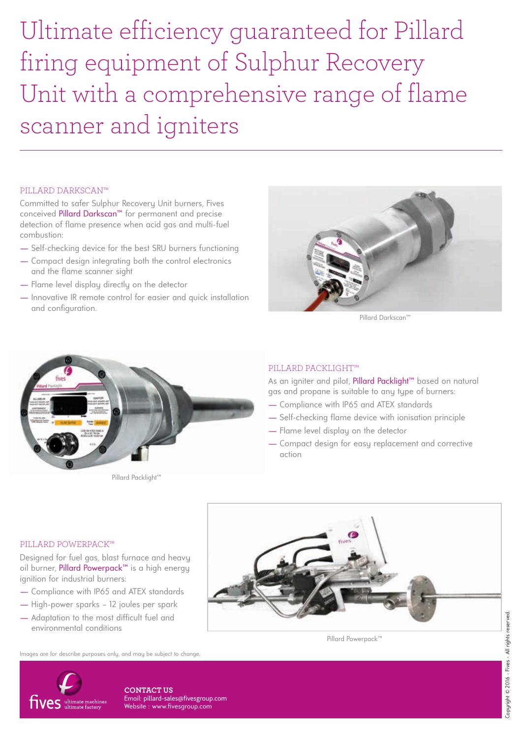# Ultimate efficiency guaranteed for Pillard firing equipment of Sulphur Recovery Unit with a comprehensive range of flame scanner and igniters

## PILLARD DARKSCAN™

Committed to safer Sulphur Recovery Unit burners, Fives conceived Pillard Darkscan™ for permanent and precise detection of flame presence when acid gas and multi-fuel combustion:

- Self-checking device for the best SRU burners functioning
- Compact design integrating both the control electronics and the flame scanner sight
- Flame level display directly on the detector
- Innovative IR remote control for easier and quick installation and configuration.

Pillard Darkscan™

## PILLARD PACKLIGHT™

As an igniter and pilot, Pillard Packlight™ based on natural gas and propane is suitable to any type of burners:

- Compliance with IP65 and ATEX standards
- Self-checking flame device with ionisation principle
- Flame level display on the detector
- Compact design for easy replacement and corrective action

Pillard Packlight™

## PILLARD POWERPACK™

Designed for fuel gas, blast furnace and heavy oil burner, Pillard Powerpack™ is a high energy ignition for industrial burners:

- Compliance with IP65 and ATEX standards
- High-power sparks – 12 joules per spark
- Adaptation to the most difficult fuel and environmental conditions

Pillard Powerpack™

Images are for describe purposes only, and may be subject to change.

fives ultimate machines ultimate factory

**CONTACT US**
Email: pillard-sales@fivesgroup.com
Website : www.fivesgroup.com

Copyright © 2016 - Fives - All rights reserved.